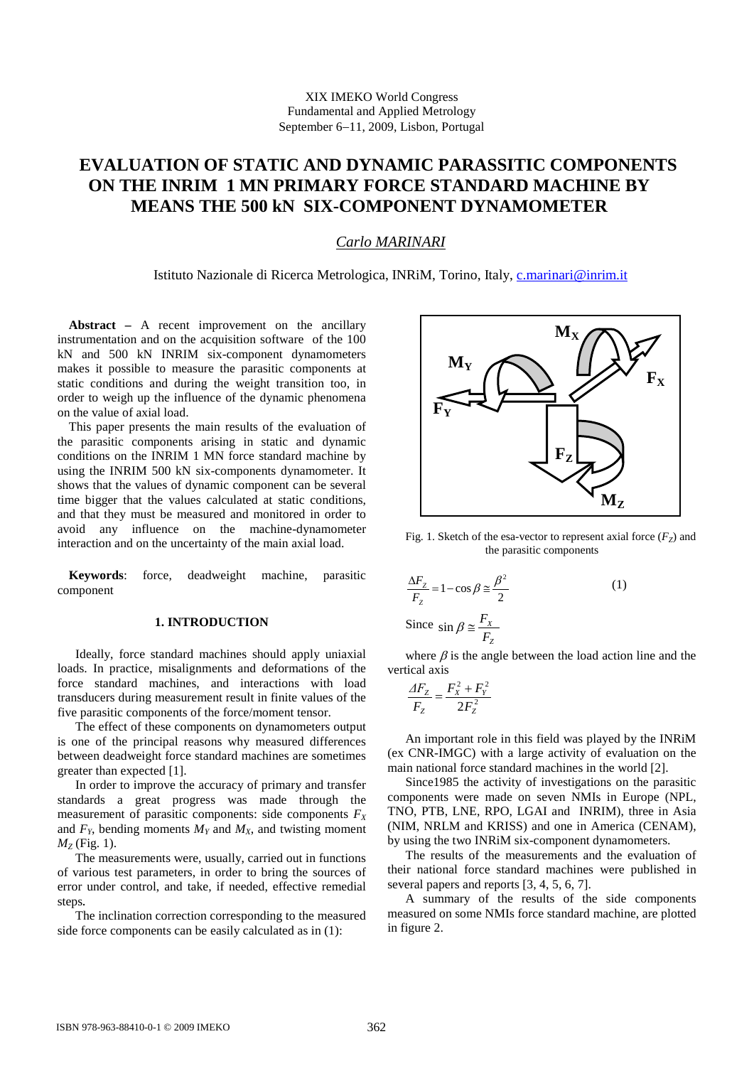XIX IMEKO World Congress
Fundamental and Applied Metrology
September 6−11, 2009, Lisbon, Portugal

# EVALUATION OF STATIC AND DYNAMIC PARASSITIC COMPONENTS ON THE INRIM 1 MN PRIMARY FORCE STANDARD MACHINE BY MEANS THE 500 kN SIX-COMPONENT DYNAMOMETER

*Carlo MARINARI*

Istituto Nazionale di Ricerca Metrologica, INRiM, Torino, Italy, c.marinari@inrim.it

**Abstract –** A recent improvement on the ancillary instrumentation and on the acquisition software of the 100 kN and 500 kN INRIM six-component dynamometers makes it possible to measure the parasitic components at static conditions and during the weight transition too, in order to weigh up the influence of the dynamic phenomena on the value of axial load.

This paper presents the main results of the evaluation of the parasitic components arising in static and dynamic conditions on the INRIM 1 MN force standard machine by using the INRIM 500 kN six-components dynamometer. It shows that the values of dynamic component can be several time bigger that the values calculated at static conditions, and that they must be measured and monitored in order to avoid any influence on the machine-dynamometer interaction and on the uncertainty of the main axial load.

**Keywords**: force, deadweight machine, parasitic component

## 1. INTRODUCTION

Ideally, force standard machines should apply uniaxial loads. In practice, misalignments and deformations of the force standard machines, and interactions with load transducers during measurement result in finite values of the five parasitic components of the force/moment tensor.

The effect of these components on dynamometers output is one of the principal reasons why measured differences between deadweight force standard machines are sometimes greater than expected [1].

In order to improve the accuracy of primary and transfer standards a great progress was made through the measurement of parasitic components: side components $F_X$ and $F_Y$, bending moments $M_Y$ and $M_X$, and twisting moment $M_Z$ (Fig. 1).

The measurements were, usually, carried out in functions of various test parameters, in order to bring the sources of error under control, and take, if needed, effective remedial steps.

The inclination correction corresponding to the measured side force components can be easily calculated as in (1):

Fig. 1. Sketch of the esa-vector to represent axial force ($F_Z$) and the parasitic components

$$\frac{\Delta F_Z}{F_Z} = 1 - \cos\beta \cong \frac{\beta^2}{2} \qquad (1)$$

Since $\sin\beta \cong \frac{F_X}{F_Z}$

where $\beta$ is the angle between the load action line and the vertical axis

$$\frac{\Delta F_Z}{F_Z} = \frac{F_X^2 + F_Y^2}{2F_Z^2}$$

An important role in this field was played by the INRiM (ex CNR-IMGC) with a large activity of evaluation on the main national force standard machines in the world [2].

Since1985 the activity of investigations on the parasitic components were made on seven NMIs in Europe (NPL, TNO, PTB, LNE, RPO, LGAI and INRIM), three in Asia (NIM, NRLM and KRISS) and one in America (CENAM), by using the two INRiM six-component dynamometers.

The results of the measurements and the evaluation of their national force standard machines were published in several papers and reports [3, 4, 5, 6, 7].

A summary of the results of the side components measured on some NMIs force standard machine, are plotted in figure 2.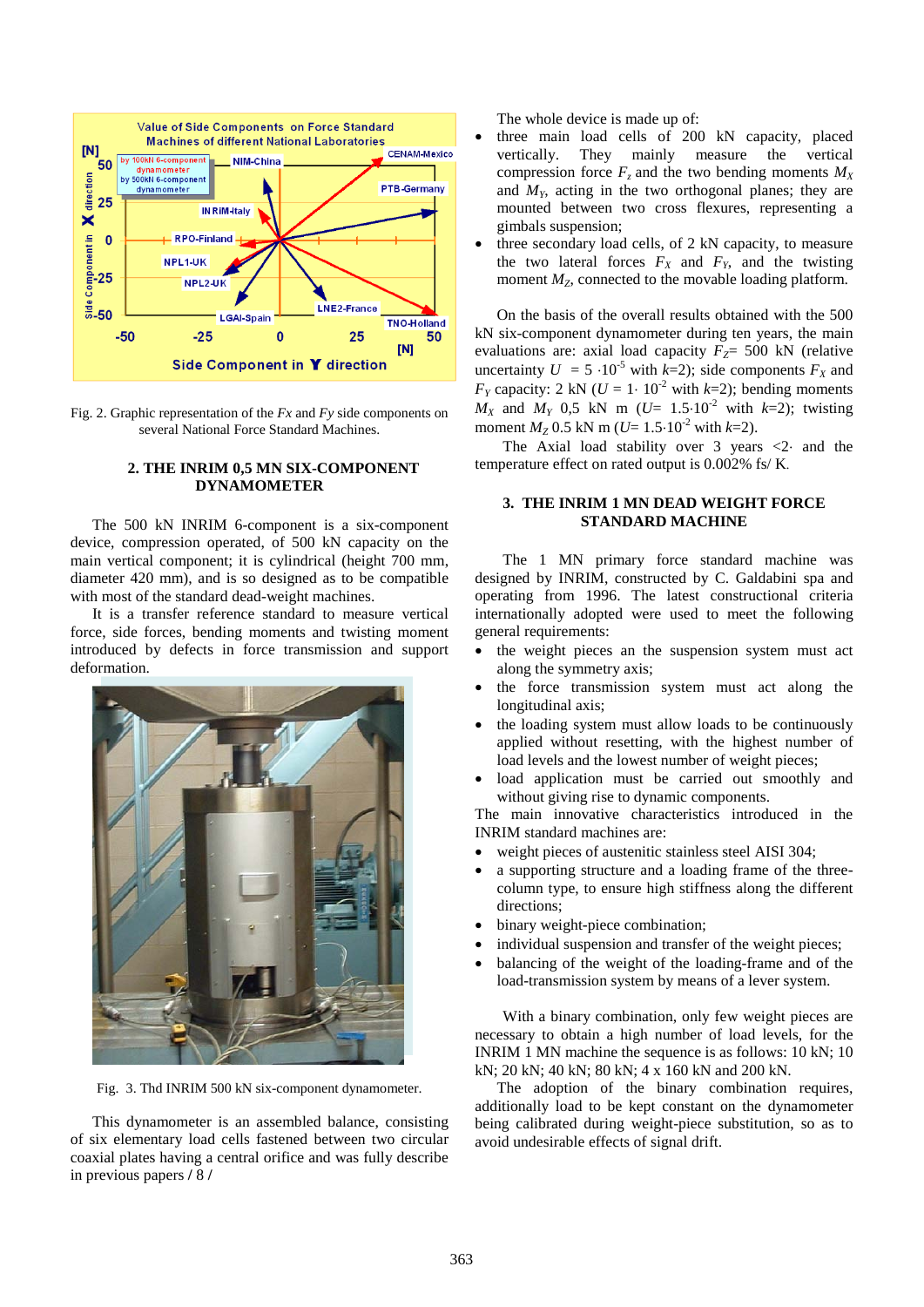Fig. 2. Graphic representation of the *Fx* and *Fy* side components on several National Force Standard Machines.

## 2. THE INRIM 0,5 MN SIX-COMPONENT DYNAMOMETER

The 500 kN INRIM 6-component is a six-component device, compression operated, of 500 kN capacity on the main vertical component; it is cylindrical (height 700 mm, diameter 420 mm), and is so designed as to be compatible with most of the standard dead-weight machines.

It is a transfer reference standard to measure vertical force, side forces, bending moments and twisting moment introduced by defects in force transmission and support deformation.

Fig. 3. Thd INRIM 500 kN six-component dynamometer.

This dynamometer is an assembled balance, consisting of six elementary load cells fastened between two circular coaxial plates having a central orifice and was fully describe in previous papers / 8 /

The whole device is made up of:

- three main load cells of 200 kN capacity, placed vertically. They mainly measure the vertical compression force $F_z$ and the two bending moments $M_X$ and $M_Y$, acting in the two orthogonal planes; they are mounted between two cross flexures, representing a gimbals suspension;
- three secondary load cells, of 2 kN capacity, to measure the two lateral forces $F_X$ and $F_Y$, and the twisting moment $M_Z$, connected to the movable loading platform.

On the basis of the overall results obtained with the 500 kN six-component dynamometer during ten years, the main evaluations are: axial load capacity $F_Z$= 500 kN (relative uncertainty $U$ = $5 \cdot 10^{-5}$ with $k$=2); side components $F_X$ and $F_Y$ capacity: 2 kN ($U = 1 \cdot 10^{-2}$ with $k$=2); bending moments $M_X$ and $M_Y$ 0,5 kN m ($U = 1.5 \cdot 10^{-2}$ with $k$=2); twisting moment $M_Z$ 0.5 kN m ($U = 1.5 \cdot 10^{-2}$ with $k$=2).

The Axial load stability over 3 years <2· and the temperature effect on rated output is 0.002% fs/ K.

## 3. THE INRIM 1 MN DEAD WEIGHT FORCE STANDARD MACHINE

The 1 MN primary force standard machine was designed by INRIM, constructed by C. Galdabini spa and operating from 1996. The latest constructional criteria internationally adopted were used to meet the following general requirements:

- the weight pieces an the suspension system must act along the symmetry axis;
- the force transmission system must act along the longitudinal axis;
- the loading system must allow loads to be continuously applied without resetting, with the highest number of load levels and the lowest number of weight pieces;
- load application must be carried out smoothly and without giving rise to dynamic components.

The main innovative characteristics introduced in the INRIM standard machines are:

- weight pieces of austenitic stainless steel AISI 304;
- a supporting structure and a loading frame of the three-column type, to ensure high stiffness along the different directions;
- binary weight-piece combination;
- individual suspension and transfer of the weight pieces;
- balancing of the weight of the loading-frame and of the load-transmission system by means of a lever system.

With a binary combination, only few weight pieces are necessary to obtain a high number of load levels, for the INRIM 1 MN machine the sequence is as follows: 10 kN; 10 kN; 20 kN; 40 kN; 80 kN; 4 x 160 kN and 200 kN.

The adoption of the binary combination requires, additionally load to be kept constant on the dynamometer being calibrated during weight-piece substitution, so as to avoid undesirable effects of signal drift.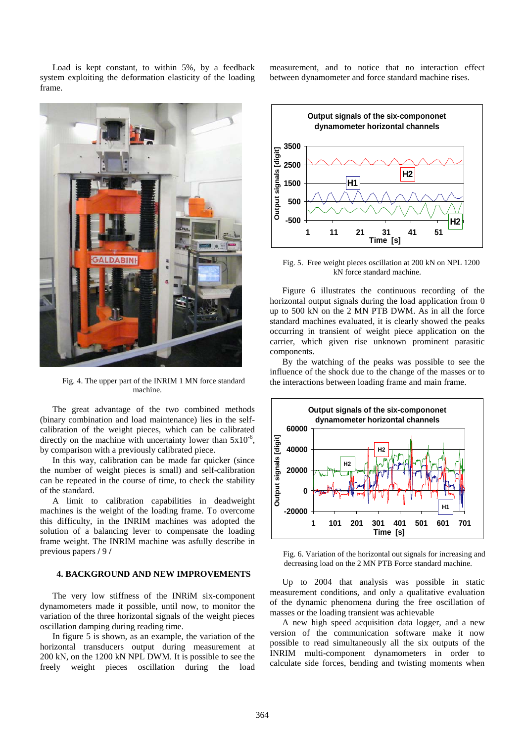Load is kept constant, to within 5%, by a feedback system exploiting the deformation elasticity of the loading frame.

Fig. 4. The upper part of the INRIM 1 MN force standard machine.

The great advantage of the two combined methods (binary combination and load maintenance) lies in the self-calibration of the weight pieces, which can be calibrated directly on the machine with uncertainty lower than $5x10^{-6}$, by comparison with a previously calibrated piece.

In this way, calibration can be made far quicker (since the number of weight pieces is small) and self-calibration can be repeated in the course of time, to check the stability of the standard.

A limit to calibration capabilities in deadweight machines is the weight of the loading frame. To overcome this difficulty, in the INRIM machines was adopted the solution of a balancing lever to compensate the loading frame weight. The INRIM machine was asfully describe in previous papers **/** 9 **/**

## 4. BACKGROUND AND NEW IMPROVEMENTS

The very low stiffness of the INRiM six-component dynamometers made it possible, until now, to monitor the variation of the three horizontal signals of the weight pieces oscillation damping during reading time.

In figure 5 is shown, as an example, the variation of the horizontal transducers output during measurement at 200 kN, on the 1200 kN NPL DWM. It is possible to see the freely weight pieces oscillation during the load measurement, and to notice that no interaction effect between dynamometer and force standard machine rises.

Fig. 5. Free weight pieces oscillation at 200 kN on NPL 1200 kN force standard machine.

Figure 6 illustrates the continuous recording of the horizontal output signals during the load application from 0 up to 500 kN on the 2 MN PTB DWM. As in all the force standard machines evaluated, it is clearly showed the peaks occurring in transient of weight piece application on the carrier, which given rise unknown prominent parasitic components.

By the watching of the peaks was possible to see the influence of the shock due to the change of the masses or to the interactions between loading frame and main frame.

Fig. 6. Variation of the horizontal out signals for increasing and decreasing load on the 2 MN PTB Force standard machine.

Up to 2004 that analysis was possible in static measurement conditions, and only a qualitative evaluation of the dynamic phenomena during the free oscillation of masses or the loading transient was achievable

A new high speed acquisition data logger, and a new version of the communication software make it now possible to read simultaneously all the six outputs of the INRIM multi-component dynamometers in order to calculate side forces, bending and twisting moments when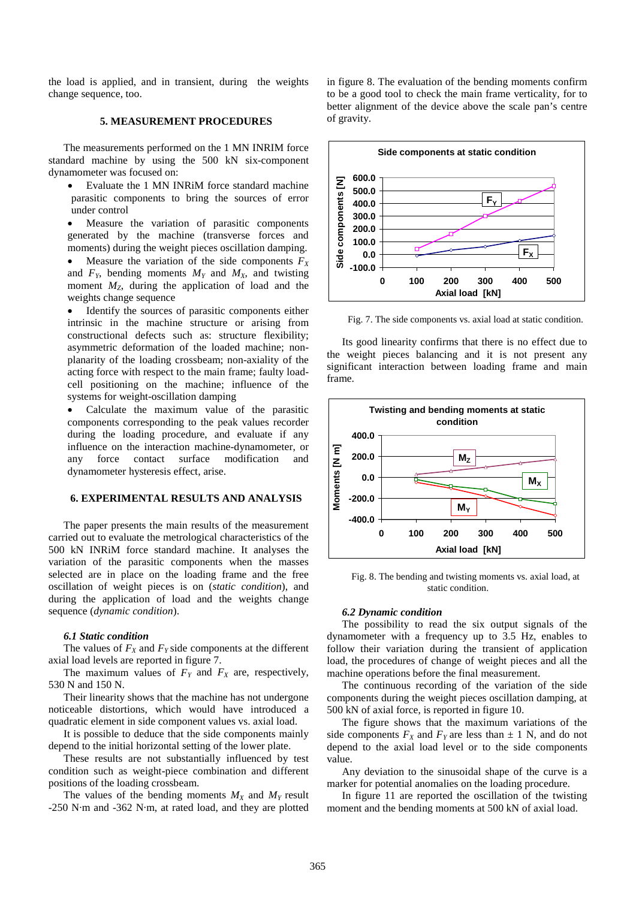the load is applied, and in transient, during the weights change sequence, too.

## 5. MEASUREMENT PROCEDURES

The measurements performed on the 1 MN INRIM force standard machine by using the 500 kN six-component dynamometer was focused on:

- Evaluate the 1 MN INRiM force standard machine parasitic components to bring the sources of error under control
- Measure the variation of parasitic components generated by the machine (transverse forces and moments) during the weight pieces oscillation damping.
- Measure the variation of the side components $F_X$ and $F_Y$, bending moments $M_Y$ and $M_X$, and twisting moment $M_Z$, during the application of load and the weights change sequence
- Identify the sources of parasitic components either intrinsic in the machine structure or arising from constructional defects such as: structure flexibility; asymmetric deformation of the loaded machine; non-planarity of the loading crossbeam; non-axiality of the acting force with respect to the main frame; faulty load-cell positioning on the machine; influence of the systems for weight-oscillation damping
- Calculate the maximum value of the parasitic components corresponding to the peak values recorder during the loading procedure, and evaluate if any influence on the interaction machine-dynamometer, or any force contact surface modification and dynamometer hysteresis effect, arise.

## 6. EXPERIMENTAL RESULTS AND ANALYSIS

The paper presents the main results of the measurement carried out to evaluate the metrological characteristics of the 500 kN INRiM force standard machine. It analyses the variation of the parasitic components when the masses selected are in place on the loading frame and the free oscillation of weight pieces is on (*static condition*), and during the application of load and the weights change sequence (*dynamic condition*).

### *6.1 Static condition*

The values of $F_X$ and $F_Y$ side components at the different axial load levels are reported in figure 7.

The maximum values of $F_Y$ and $F_X$ are, respectively, 530 N and 150 N.

Their linearity shows that the machine has not undergone noticeable distortions, which would have introduced a quadratic element in side component values vs. axial load.

It is possible to deduce that the side components mainly depend to the initial horizontal setting of the lower plate.

These results are not substantially influenced by test condition such as weight-piece combination and different positions of the loading crossbeam.

The values of the bending moments $M_X$ and $M_Y$ result -250 N·m and -362 N·m, at rated load, and they are plotted in figure 8. The evaluation of the bending moments confirm to be a good tool to check the main frame verticality, for to better alignment of the device above the scale pan's centre of gravity.

Fig. 7. The side components vs. axial load at static condition.

Its good linearity confirms that there is no effect due to the weight pieces balancing and it is not present any significant interaction between loading frame and main frame.

Fig. 8. The bending and twisting moments vs. axial load, at static condition.

### *6.2 Dynamic condition*

The possibility to read the six output signals of the dynamometer with a frequency up to 3.5 Hz, enables to follow their variation during the transient of application load, the procedures of change of weight pieces and all the machine operations before the final measurement.

The continuous recording of the variation of the side components during the weight pieces oscillation damping, at 500 kN of axial force, is reported in figure 10.

The figure shows that the maximum variations of the side components $F_X$ and $F_Y$ are less than ± 1 N, and do not depend to the axial load level or to the side components value.

Any deviation to the sinusoidal shape of the curve is a marker for potential anomalies on the loading procedure.

In figure 11 are reported the oscillation of the twisting moment and the bending moments at 500 kN of axial load.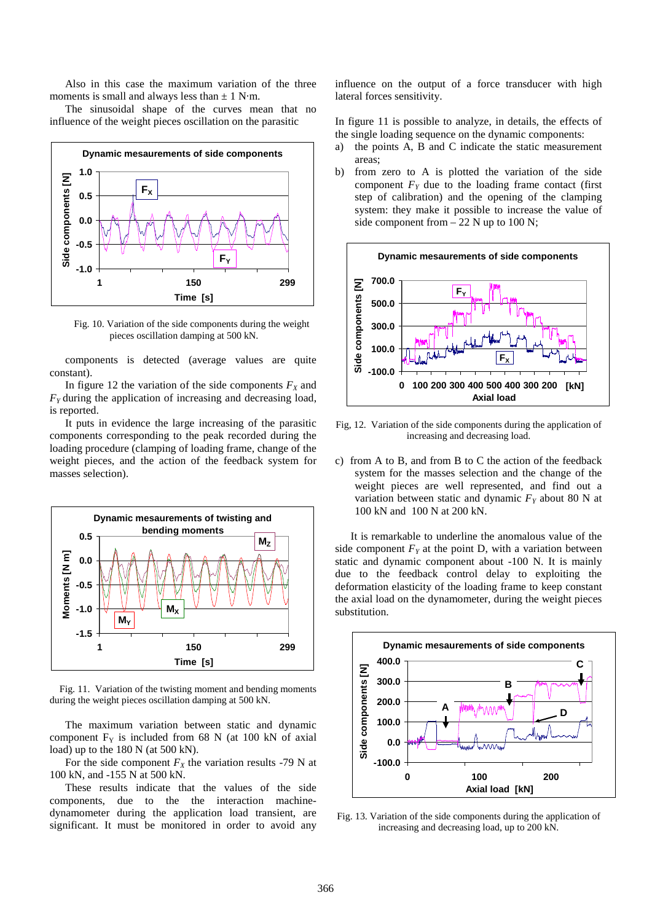Also in this case the maximum variation of the three moments is small and always less than ± 1 N·m.

The sinusoidal shape of the curves mean that no influence of the weight pieces oscillation on the parasitic components is detected (average values are quite constant).

Fig. 10. Variation of the side components during the weight pieces oscillation damping at 500 kN.

In figure 12 the variation of the side components $F_X$ and $F_Y$ during the application of increasing and decreasing load, is reported.

It puts in evidence the large increasing of the parasitic components corresponding to the peak recorded during the loading procedure (clamping of loading frame, change of the weight pieces, and the action of the feedback system for masses selection).

Fig. 11. Variation of the twisting moment and bending moments during the weight pieces oscillation damping at 500 kN.

The maximum variation between static and dynamic component $F_Y$ is included from 68 N (at 100 kN of axial load) up to the 180 N (at 500 kN).

For the side component $F_X$ the variation results -79 N at 100 kN, and -155 N at 500 kN.

These results indicate that the values of the side components, due to the the interaction machine-dynamometer during the application load transient, are significant. It must be monitored in order to avoid any influence on the output of a force transducer with high lateral forces sensitivity.

In figure 11 is possible to analyze, in details, the effects of the single loading sequence on the dynamic components:

a) the points A, B and C indicate the static measurement areas;
b) from zero to A is plotted the variation of the side component $F_Y$ due to the loading frame contact (first step of calibration) and the opening of the clamping system: they make it possible to increase the value of side component from – 22 N up to 100 N;

Fig, 12. Variation of the side components during the application of increasing and decreasing load.

c) from A to B, and from B to C the action of the feedback system for the masses selection and the change of the weight pieces are well represented, and find out a variation between static and dynamic $F_Y$ about 80 N at 100 kN and 100 N at 200 kN.

It is remarkable to underline the anomalous value of the side component $F_Y$ at the point D, with a variation between static and dynamic component about -100 N. It is mainly due to the feedback control delay to exploiting the deformation elasticity of the loading frame to keep constant the axial load on the dynamometer, during the weight pieces substitution.

Fig. 13. Variation of the side components during the application of increasing and decreasing load, up to 200 kN.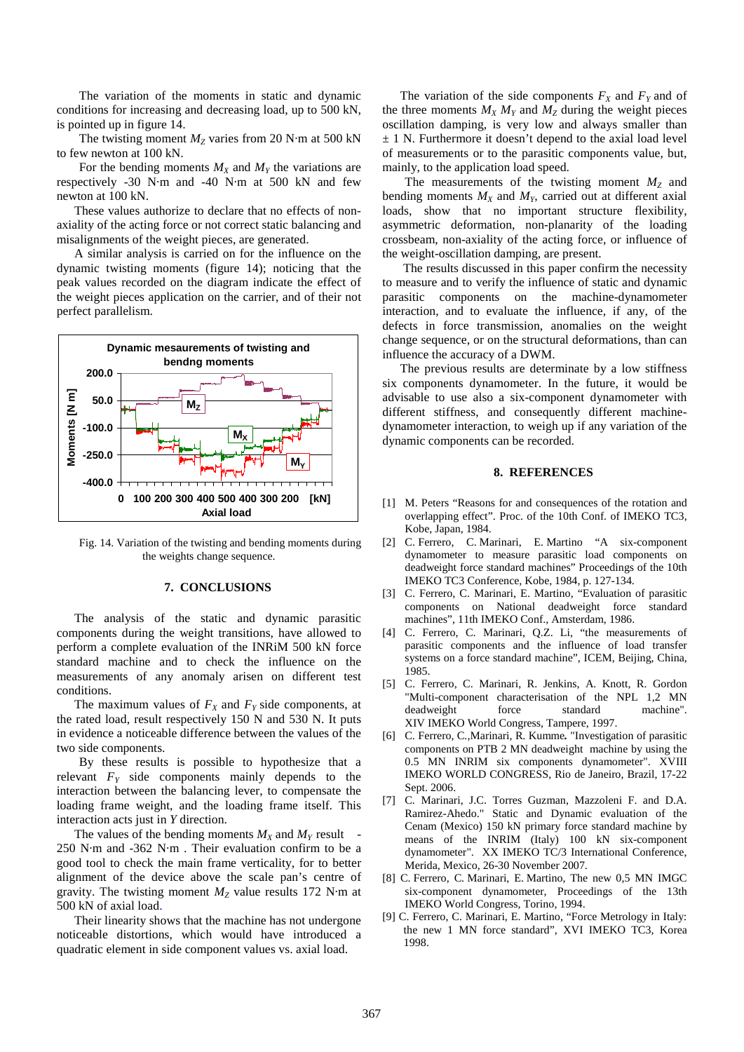The variation of the moments in static and dynamic conditions for increasing and decreasing load, up to 500 kN, is pointed up in figure 14.

The twisting moment $M_Z$ varies from 20 N·m at 500 kN to few newton at 100 kN.

For the bending moments $M_X$ and $M_Y$ the variations are respectively -30 N·m and -40 N·m at 500 kN and few newton at 100 kN.

These values authorize to declare that no effects of non-axiality of the acting force or not correct static balancing and misalignments of the weight pieces, are generated.

A similar analysis is carried on for the influence on the dynamic twisting moments (figure 14); noticing that the peak values recorded on the diagram indicate the effect of the weight pieces application on the carrier, and of their not perfect parallelism.

Dynamic mesaurements of twisting and bendng moments

Moments [N m]

200.0
50.0
-100.0
-250.0
-400.0

$M_Z$
$M_X$
$M_Y$

0 100 200 300 400 500 400 300 200 [kN]

Axial load

Fig. 14. Variation of the twisting and bending moments during the weights change sequence.

## 7. CONCLUSIONS

The analysis of the static and dynamic parasitic components during the weight transitions, have allowed to perform a complete evaluation of the INRiM 500 kN force standard machine and to check the influence on the measurements of any anomaly arisen on different test conditions.

The maximum values of $F_X$ and $F_Y$ side components, at the rated load, result respectively 150 N and 530 N. It puts in evidence a noticeable difference between the values of the two side components.

By these results is possible to hypothesize that a relevant $F_Y$ side components mainly depends to the interaction between the balancing lever, to compensate the loading frame weight, and the loading frame itself. This interaction acts just in $Y$ direction.

The values of the bending moments $M_X$ and $M_Y$ result -250 N·m and -362 N·m . Their evaluation confirm to be a good tool to check the main frame verticality, for to better alignment of the device above the scale pan's centre of gravity. The twisting moment $M_Z$ value results 172 N·m at 500 kN of axial load.

Their linearity shows that the machine has not undergone noticeable distortions, which would have introduced a quadratic element in side component values vs. axial load.

The variation of the side components $F_X$ and $F_Y$ and of the three moments $M_X$ $M_Y$ and $M_Z$ during the weight pieces oscillation damping, is very low and always smaller than ± 1 N. Furthermore it doesn't depend to the axial load level of measurements or to the parasitic components value, but, mainly, to the application load speed.

The measurements of the twisting moment $M_Z$ and bending moments $M_X$ and $M_Y$, carried out at different axial loads, show that no important structure flexibility, asymmetric deformation, non-planarity of the loading crossbeam, non-axiality of the acting force, or influence of the weight-oscillation damping, are present.

The results discussed in this paper confirm the necessity to measure and to verify the influence of static and dynamic parasitic components on the machine-dynamometer interaction, and to evaluate the influence, if any, of the defects in force transmission, anomalies on the weight change sequence, or on the structural deformations, than can influence the accuracy of a DWM.

The previous results are determinate by a low stiffness six components dynamometer. In the future, it would be advisable to use also a six-component dynamometer with different stiffness, and consequently different machine-dynamometer interaction, to weigh up if any variation of the dynamic components can be recorded.

## 8. REFERENCES

[1] M. Peters "Reasons for and consequences of the rotation and overlapping effect". Proc. of the 10th Conf. of IMEKO TC3, Kobe, Japan, 1984.

[2] C. Ferrero, C. Marinari, E. Martino "A six-component dynamometer to measure parasitic load components on deadweight force standard machines" Proceedings of the 10th IMEKO TC3 Conference, Kobe, 1984, p. 127-134.

[3] C. Ferrero, C. Marinari, E. Martino, "Evaluation of parasitic components on National deadweight force standard machines", 11th IMEKO Conf., Amsterdam, 1986.

[4] C. Ferrero, C. Marinari, Q.Z. Li, "the measurements of parasitic components and the influence of load transfer systems on a force standard machine", ICEM, Beijing, China, 1985.

[5] C. Ferrero, C. Marinari, R. Jenkins, A. Knott, R. Gordon "Multi-component characterisation of the NPL 1,2 MN deadweight force standard machine". XIV IMEKO World Congress, Tampere, 1997.

[6] C. Ferrero, C.,Marinari, R. Kumme. "Investigation of parasitic components on PTB 2 MN deadweight machine by using the 0.5 MN INRIM six components dynamometer". XVIII IMEKO WORLD CONGRESS, Rio de Janeiro, Brazil, 17-22 Sept. 2006.

[7] C. Marinari, J.C. Torres Guzman, Mazzoleni F. and D.A. Ramirez-Ahedo." Static and Dynamic evaluation of the Cenam (Mexico) 150 kN primary force standard machine by means of the INRIM (Italy) 100 kN six-component dynamometer". XX IMEKO TC/3 International Conference, Merida, Mexico, 26-30 November 2007.

[8] C. Ferrero, C. Marinari, E. Martino, The new 0,5 MN IMGC six-component dynamometer, Proceedings of the 13th IMEKO World Congress, Torino, 1994.

[9] C. Ferrero, C. Marinari, E. Martino, "Force Metrology in Italy: the new 1 MN force standard", XVI IMEKO TC3, Korea 1998.